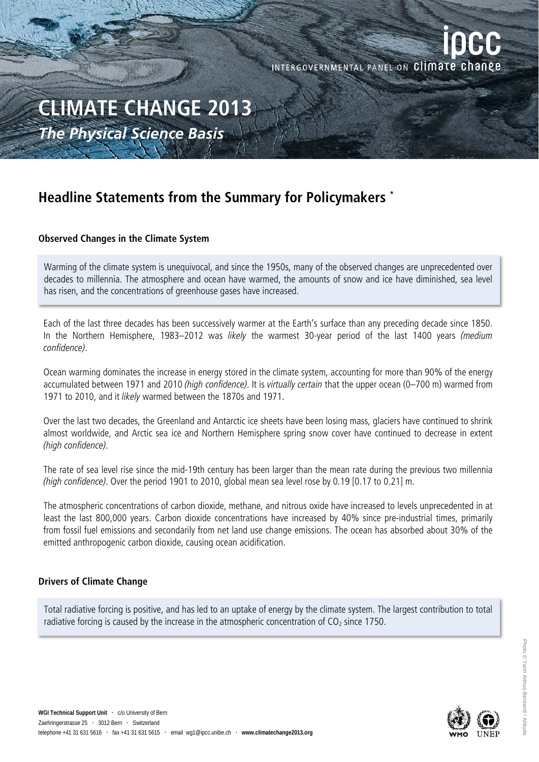ipcc

INTERGOVERNMENTAL PANEL ON climate change

# CLIMATE CHANGE 2013

***The Physical Science Basis***

## Headline Statements from the Summary for Policymakers *

### Observed Changes in the Climate System

Warming of the climate system is unequivocal, and since the 1950s, many of the observed changes are unprecedented over decades to millennia. The atmosphere and ocean have warmed, the amounts of snow and ice have diminished, sea level has risen, and the concentrations of greenhouse gases have increased.

Each of the last three decades has been successively warmer at the Earth's surface than any preceding decade since 1850. In the Northern Hemisphere, 1983–2012 was *likely* the warmest 30-year period of the last 1400 years *(medium confidence)*.

Ocean warming dominates the increase in energy stored in the climate system, accounting for more than 90% of the energy accumulated between 1971 and 2010 *(high confidence)*. It is *virtually certain* that the upper ocean (0–700 m) warmed from 1971 to 2010, and it *likely* warmed between the 1870s and 1971.

Over the last two decades, the Greenland and Antarctic ice sheets have been losing mass, glaciers have continued to shrink almost worldwide, and Arctic sea ice and Northern Hemisphere spring snow cover have continued to decrease in extent *(high confidence)*.

The rate of sea level rise since the mid-19th century has been larger than the mean rate during the previous two millennia *(high confidence)*. Over the period 1901 to 2010, global mean sea level rose by 0.19 [0.17 to 0.21] m.

The atmospheric concentrations of carbon dioxide, methane, and nitrous oxide have increased to levels unprecedented in at least the last 800,000 years. Carbon dioxide concentrations have increased by 40% since pre-industrial times, primarily from fossil fuel emissions and secondarily from net land use change emissions. The ocean has absorbed about 30% of the emitted anthropogenic carbon dioxide, causing ocean acidification.

### Drivers of Climate Change

Total radiative forcing is positive, and has led to an uptake of energy by the climate system. The largest contribution to total radiative forcing is caused by the increase in the atmospheric concentration of $CO_2$ since 1750.

Photo © Yann Arthus-Bertrand / Altitude

**WGI Technical Support Unit** · c/o University of Bern
Zaehringerstrasse 25 · 3012 Bern · Switzerland
telephone +41 31 631 5616 · fax +41 31 631 5615 · email wg1@ipcc.unibe.ch · **www.climatechange2013.org**

WMO UNEP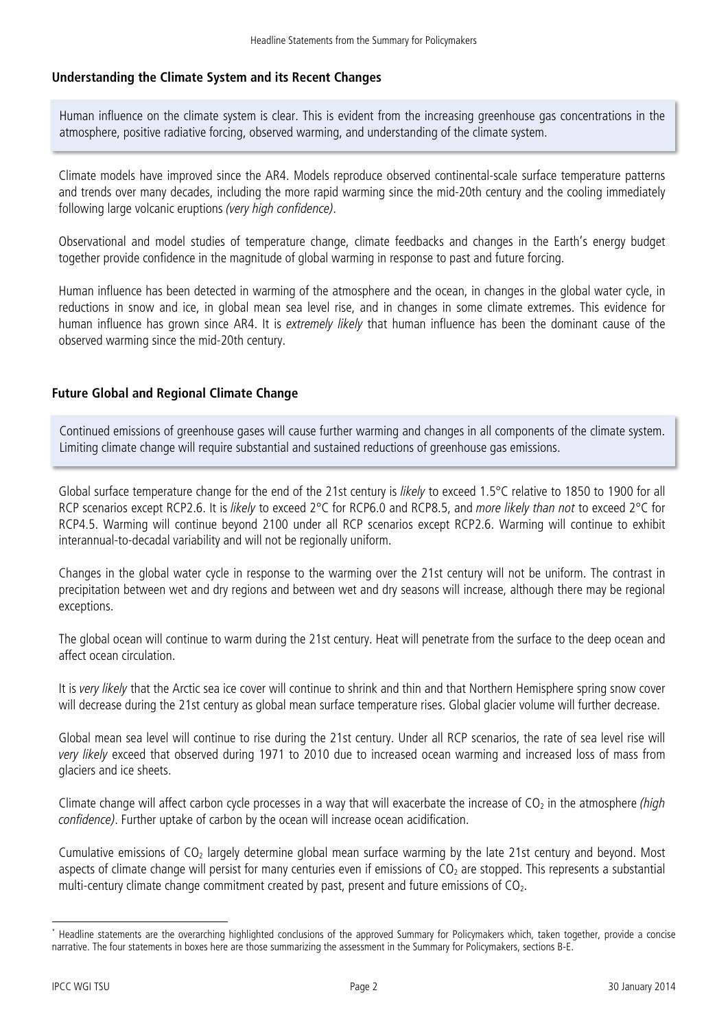## Understanding the Climate System and its Recent Changes

Human influence on the climate system is clear. This is evident from the increasing greenhouse gas concentrations in the atmosphere, positive radiative forcing, observed warming, and understanding of the climate system.

Climate models have improved since the AR4. Models reproduce observed continental-scale surface temperature patterns and trends over many decades, including the more rapid warming since the mid-20th century and the cooling immediately following large volcanic eruptions *(very high confidence)*.

Observational and model studies of temperature change, climate feedbacks and changes in the Earth's energy budget together provide confidence in the magnitude of global warming in response to past and future forcing.

Human influence has been detected in warming of the atmosphere and the ocean, in changes in the global water cycle, in reductions in snow and ice, in global mean sea level rise, and in changes in some climate extremes. This evidence for human influence has grown since AR4. It is *extremely likely* that human influence has been the dominant cause of the observed warming since the mid-20th century.

## Future Global and Regional Climate Change

Continued emissions of greenhouse gases will cause further warming and changes in all components of the climate system. Limiting climate change will require substantial and sustained reductions of greenhouse gas emissions.

Global surface temperature change for the end of the 21st century is *likely* to exceed 1.5°C relative to 1850 to 1900 for all RCP scenarios except RCP2.6. It is *likely* to exceed 2°C for RCP6.0 and RCP8.5, and *more likely than not* to exceed 2°C for RCP4.5. Warming will continue beyond 2100 under all RCP scenarios except RCP2.6. Warming will continue to exhibit interannual-to-decadal variability and will not be regionally uniform.

Changes in the global water cycle in response to the warming over the 21st century will not be uniform. The contrast in precipitation between wet and dry regions and between wet and dry seasons will increase, although there may be regional exceptions.

The global ocean will continue to warm during the 21st century. Heat will penetrate from the surface to the deep ocean and affect ocean circulation.

It is *very likely* that the Arctic sea ice cover will continue to shrink and thin and that Northern Hemisphere spring snow cover will decrease during the 21st century as global mean surface temperature rises. Global glacier volume will further decrease.

Global mean sea level will continue to rise during the 21st century. Under all RCP scenarios, the rate of sea level rise will *very likely* exceed that observed during 1971 to 2010 due to increased ocean warming and increased loss of mass from glaciers and ice sheets.

Climate change will affect carbon cycle processes in a way that will exacerbate the increase of $CO_2$ in the atmosphere *(high confidence)*. Further uptake of carbon by the ocean will increase ocean acidification.

Cumulative emissions of $CO_2$ largely determine global mean surface warming by the late 21st century and beyond. Most aspects of climate change will persist for many centuries even if emissions of $CO_2$ are stopped. This represents a substantial multi-century climate change commitment created by past, present and future emissions of $CO_2$.

[*] Headline statements are the overarching highlighted conclusions of the approved Summary for Policymakers which, taken together, provide a concise narrative. The four statements in boxes here are those summarizing the assessment in the Summary for Policymakers, sections B-E.